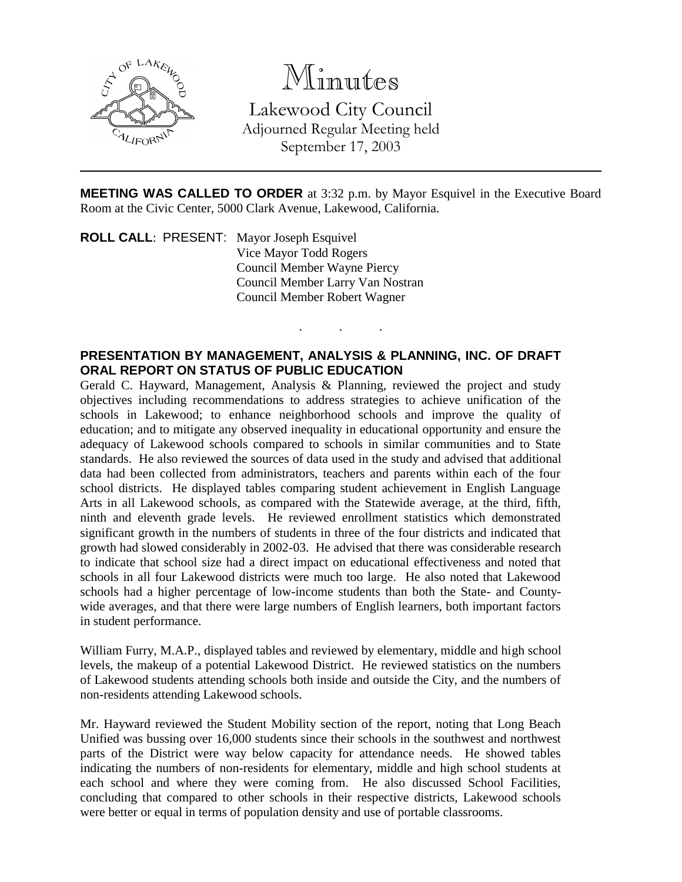# Minutes

Lakewood City Council
Adjourned Regular Meeting held
September 17, 2003

---

**MEETING WAS CALLED TO ORDER** at 3:32 p.m. by Mayor Esquivel in the Executive Board Room at the Civic Center, 5000 Clark Avenue, Lakewood, California.

**ROLL CALL**: PRESENT: Mayor Joseph Esquivel
Vice Mayor Todd Rogers
Council Member Wayne Piercy
Council Member Larry Van Nostran
Council Member Robert Wagner

. . .

**PRESENTATION BY MANAGEMENT, ANALYSIS & PLANNING, INC. OF DRAFT ORAL REPORT ON STATUS OF PUBLIC EDUCATION**

Gerald C. Hayward, Management, Analysis & Planning, reviewed the project and study objectives including recommendations to address strategies to achieve unification of the schools in Lakewood; to enhance neighborhood schools and improve the quality of education; and to mitigate any observed inequality in educational opportunity and ensure the adequacy of Lakewood schools compared to schools in similar communities and to State standards. He also reviewed the sources of data used in the study and advised that additional data had been collected from administrators, teachers and parents within each of the four school districts. He displayed tables comparing student achievement in English Language Arts in all Lakewood schools, as compared with the Statewide average, at the third, fifth, ninth and eleventh grade levels. He reviewed enrollment statistics which demonstrated significant growth in the numbers of students in three of the four districts and indicated that growth had slowed considerably in 2002-03. He advised that there was considerable research to indicate that school size had a direct impact on educational effectiveness and noted that schools in all four Lakewood districts were much too large. He also noted that Lakewood schools had a higher percentage of low-income students than both the State- and County-wide averages, and that there were large numbers of English learners, both important factors in student performance.

William Furry, M.A.P., displayed tables and reviewed by elementary, middle and high school levels, the makeup of a potential Lakewood District. He reviewed statistics on the numbers of Lakewood students attending schools both inside and outside the City, and the numbers of non-residents attending Lakewood schools.

Mr. Hayward reviewed the Student Mobility section of the report, noting that Long Beach Unified was bussing over 16,000 students since their schools in the southwest and northwest parts of the District were way below capacity for attendance needs. He showed tables indicating the numbers of non-residents for elementary, middle and high school students at each school and where they were coming from. He also discussed School Facilities, concluding that compared to other schools in their respective districts, Lakewood schools were better or equal in terms of population density and use of portable classrooms.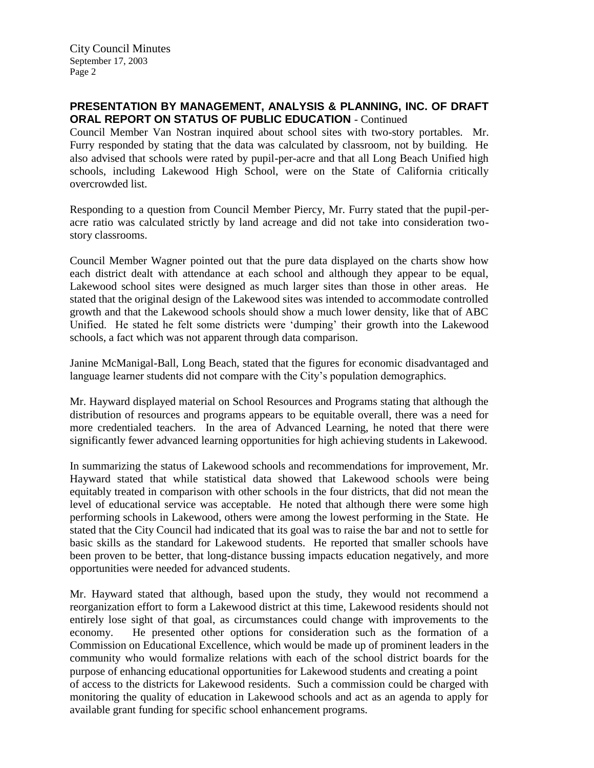**PRESENTATION BY MANAGEMENT, ANALYSIS & PLANNING, INC. OF DRAFT ORAL REPORT ON STATUS OF PUBLIC EDUCATION** - Continued

Council Member Van Nostran inquired about school sites with two-story portables. Mr. Furry responded by stating that the data was calculated by classroom, not by building. He also advised that schools were rated by pupil-per-acre and that all Long Beach Unified high schools, including Lakewood High School, were on the State of California critically overcrowded list.

Responding to a question from Council Member Piercy, Mr. Furry stated that the pupil-per-acre ratio was calculated strictly by land acreage and did not take into consideration two-story classrooms.

Council Member Wagner pointed out that the pure data displayed on the charts show how each district dealt with attendance at each school and although they appear to be equal, Lakewood school sites were designed as much larger sites than those in other areas. He stated that the original design of the Lakewood sites was intended to accommodate controlled growth and that the Lakewood schools should show a much lower density, like that of ABC Unified. He stated he felt some districts were 'dumping' their growth into the Lakewood schools, a fact which was not apparent through data comparison.

Janine McManigal-Ball, Long Beach, stated that the figures for economic disadvantaged and language learner students did not compare with the City's population demographics.

Mr. Hayward displayed material on School Resources and Programs stating that although the distribution of resources and programs appears to be equitable overall, there was a need for more credentialed teachers. In the area of Advanced Learning, he noted that there were significantly fewer advanced learning opportunities for high achieving students in Lakewood.

In summarizing the status of Lakewood schools and recommendations for improvement, Mr. Hayward stated that while statistical data showed that Lakewood schools were being equitably treated in comparison with other schools in the four districts, that did not mean the level of educational service was acceptable. He noted that although there were some high performing schools in Lakewood, others were among the lowest performing in the State. He stated that the City Council had indicated that its goal was to raise the bar and not to settle for basic skills as the standard for Lakewood students. He reported that smaller schools have been proven to be better, that long-distance bussing impacts education negatively, and more opportunities were needed for advanced students.

Mr. Hayward stated that although, based upon the study, they would not recommend a reorganization effort to form a Lakewood district at this time, Lakewood residents should not entirely lose sight of that goal, as circumstances could change with improvements to the economy. He presented other options for consideration such as the formation of a Commission on Educational Excellence, which would be made up of prominent leaders in the community who would formalize relations with each of the school district boards for the purpose of enhancing educational opportunities for Lakewood students and creating a point of access to the districts for Lakewood residents. Such a commission could be charged with monitoring the quality of education in Lakewood schools and act as an agenda to apply for available grant funding for specific school enhancement programs.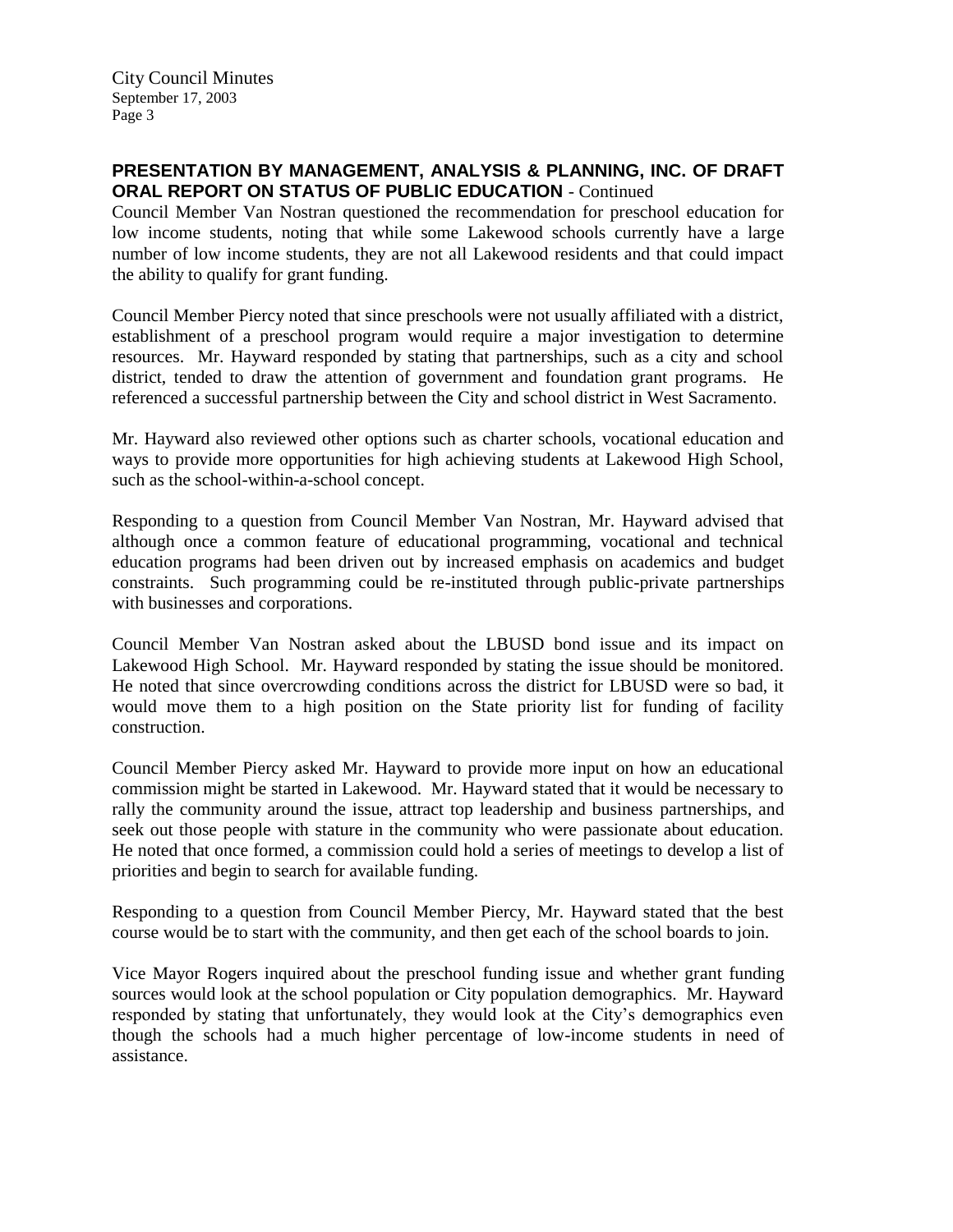### PRESENTATION BY MANAGEMENT, ANALYSIS & PLANNING, INC. OF DRAFT ORAL REPORT ON STATUS OF PUBLIC EDUCATION - Continued

Council Member Van Nostran questioned the recommendation for preschool education for low income students, noting that while some Lakewood schools currently have a large number of low income students, they are not all Lakewood residents and that could impact the ability to qualify for grant funding.

Council Member Piercy noted that since preschools were not usually affiliated with a district, establishment of a preschool program would require a major investigation to determine resources. Mr. Hayward responded by stating that partnerships, such as a city and school district, tended to draw the attention of government and foundation grant programs. He referenced a successful partnership between the City and school district in West Sacramento.

Mr. Hayward also reviewed other options such as charter schools, vocational education and ways to provide more opportunities for high achieving students at Lakewood High School, such as the school-within-a-school concept.

Responding to a question from Council Member Van Nostran, Mr. Hayward advised that although once a common feature of educational programming, vocational and technical education programs had been driven out by increased emphasis on academics and budget constraints. Such programming could be re-instituted through public-private partnerships with businesses and corporations.

Council Member Van Nostran asked about the LBUSD bond issue and its impact on Lakewood High School. Mr. Hayward responded by stating the issue should be monitored. He noted that since overcrowding conditions across the district for LBUSD were so bad, it would move them to a high position on the State priority list for funding of facility construction.

Council Member Piercy asked Mr. Hayward to provide more input on how an educational commission might be started in Lakewood. Mr. Hayward stated that it would be necessary to rally the community around the issue, attract top leadership and business partnerships, and seek out those people with stature in the community who were passionate about education. He noted that once formed, a commission could hold a series of meetings to develop a list of priorities and begin to search for available funding.

Responding to a question from Council Member Piercy, Mr. Hayward stated that the best course would be to start with the community, and then get each of the school boards to join.

Vice Mayor Rogers inquired about the preschool funding issue and whether grant funding sources would look at the school population or City population demographics. Mr. Hayward responded by stating that unfortunately, they would look at the City's demographics even though the schools had a much higher percentage of low-income students in need of assistance.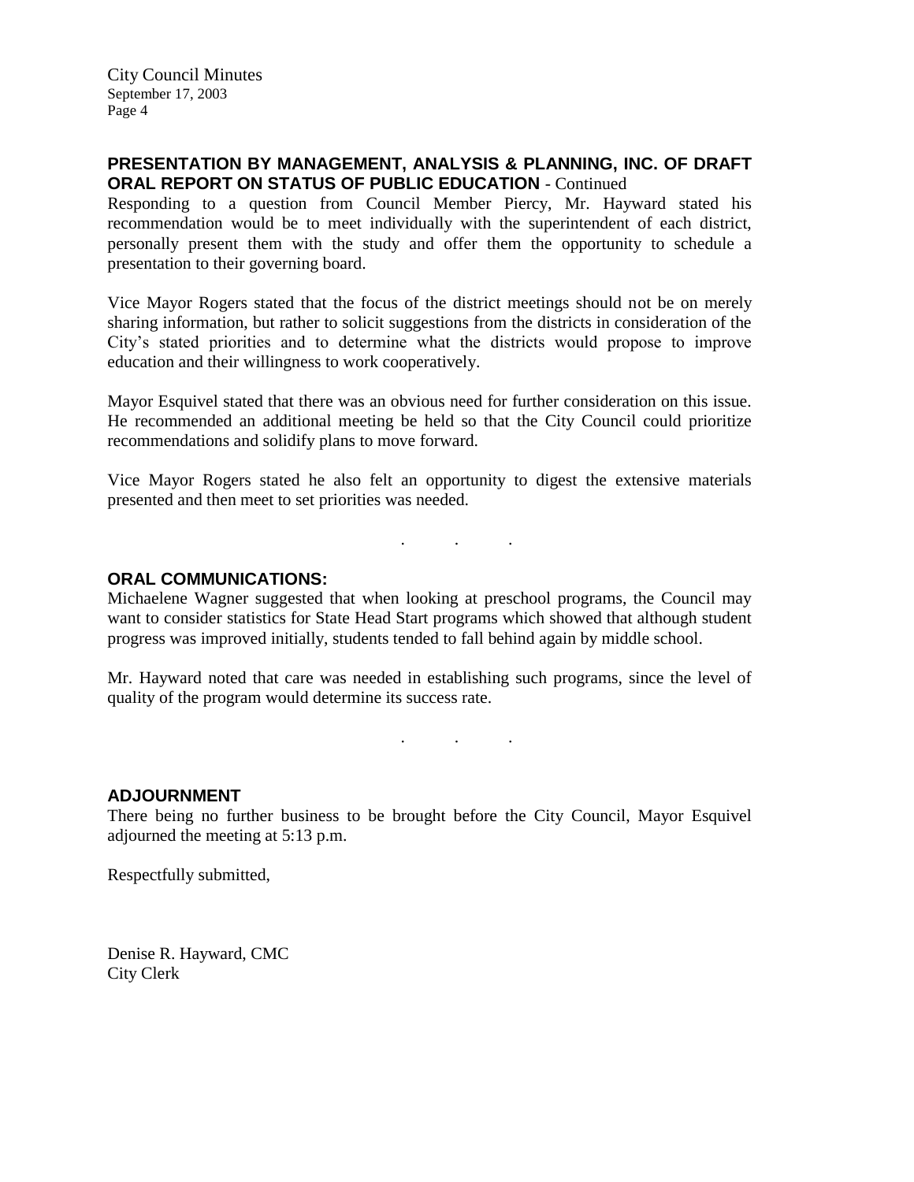**PRESENTATION BY MANAGEMENT, ANALYSIS & PLANNING, INC. OF DRAFT ORAL REPORT ON STATUS OF PUBLIC EDUCATION** - Continued

Responding to a question from Council Member Piercy, Mr. Hayward stated his recommendation would be to meet individually with the superintendent of each district, personally present them with the study and offer them the opportunity to schedule a presentation to their governing board.

Vice Mayor Rogers stated that the focus of the district meetings should not be on merely sharing information, but rather to solicit suggestions from the districts in consideration of the City's stated priorities and to determine what the districts would propose to improve education and their willingness to work cooperatively.

Mayor Esquivel stated that there was an obvious need for further consideration on this issue. He recommended an additional meeting be held so that the City Council could prioritize recommendations and solidify plans to move forward.

Vice Mayor Rogers stated he also felt an opportunity to digest the extensive materials presented and then meet to set priorities was needed.

. . .

**ORAL COMMUNICATIONS:**

Michaelene Wagner suggested that when looking at preschool programs, the Council may want to consider statistics for State Head Start programs which showed that although student progress was improved initially, students tended to fall behind again by middle school.

Mr. Hayward noted that care was needed in establishing such programs, since the level of quality of the program would determine its success rate.

. . .

**ADJOURNMENT**

There being no further business to be brought before the City Council, Mayor Esquivel adjourned the meeting at 5:13 p.m.

Respectfully submitted,

Denise R. Hayward, CMC
City Clerk